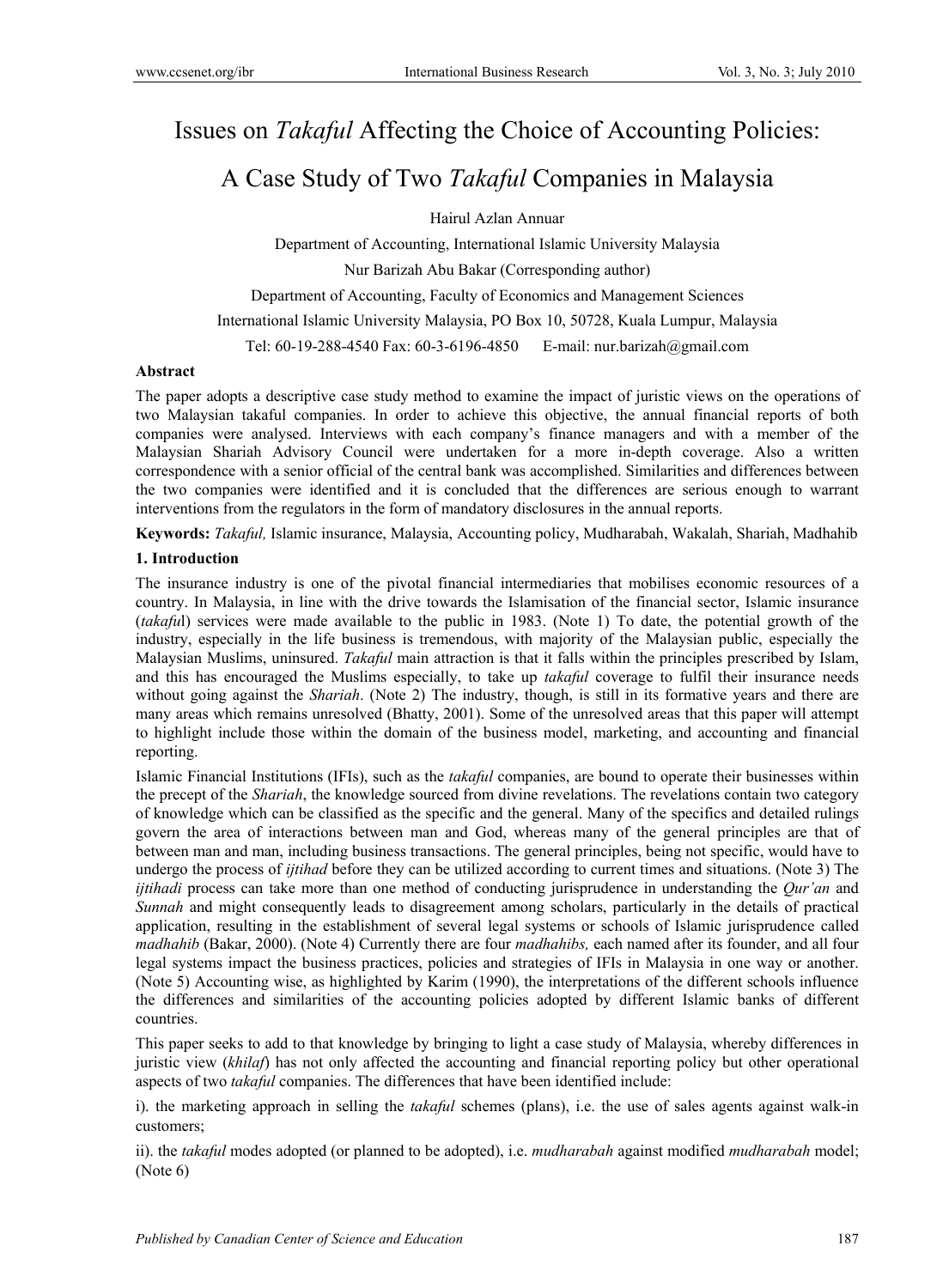# Issues on *Takaful* Affecting the Choice of Accounting Policies: A Case Study of Two *Takaful* Companies in Malaysia

Hairul Azlan Annuar

Department of Accounting, International Islamic University Malaysia

Nur Barizah Abu Bakar (Corresponding author)

Department of Accounting, Faculty of Economics and Management Sciences

International Islamic University Malaysia, PO Box 10, 50728, Kuala Lumpur, Malaysia

Tel: 60-19-288-4540 Fax: 60-3-6196-4850 E-mail: nur.barizah@gmail.com

**Abstract**

The paper adopts a descriptive case study method to examine the impact of juristic views on the operations of two Malaysian takaful companies. In order to achieve this objective, the annual financial reports of both companies were analysed. Interviews with each company's finance managers and with a member of the Malaysian Shariah Advisory Council were undertaken for a more in-depth coverage. Also a written correspondence with a senior official of the central bank was accomplished. Similarities and differences between the two companies were identified and it is concluded that the differences are serious enough to warrant interventions from the regulators in the form of mandatory disclosures in the annual reports.

**Keywords:** *Takaful,* Islamic insurance, Malaysia, Accounting policy, Mudharabah, Wakalah, Shariah, Madhahib

## 1. Introduction

The insurance industry is one of the pivotal financial intermediaries that mobilises economic resources of a country. In Malaysia, in line with the drive towards the Islamisation of the financial sector, Islamic insurance (*takaful*) services were made available to the public in 1983. (Note 1) To date, the potential growth of the industry, especially in the life business is tremendous, with majority of the Malaysian public, especially the Malaysian Muslims, uninsured. *Takaful* main attraction is that it falls within the principles prescribed by Islam, and this has encouraged the Muslims especially, to take up *takaful* coverage to fulfil their insurance needs without going against the *Shariah*. (Note 2) The industry, though, is still in its formative years and there are many areas which remains unresolved (Bhatty, 2001). Some of the unresolved areas that this paper will attempt to highlight include those within the domain of the business model, marketing, and accounting and financial reporting.

Islamic Financial Institutions (IFIs), such as the *takaful* companies, are bound to operate their businesses within the precept of the *Shariah*, the knowledge sourced from divine revelations. The revelations contain two category of knowledge which can be classified as the specific and the general. Many of the specifics and detailed rulings govern the area of interactions between man and God, whereas many of the general principles are that of between man and man, including business transactions. The general principles, being not specific, would have to undergo the process of *ijtihad* before they can be utilized according to current times and situations. (Note 3) The *ijtihadi* process can take more than one method of conducting jurisprudence in understanding the *Qur'an* and *Sunnah* and might consequently leads to disagreement among scholars, particularly in the details of practical application, resulting in the establishment of several legal systems or schools of Islamic jurisprudence called *madhahib* (Bakar, 2000). (Note 4) Currently there are four *madhahibs,* each named after its founder, and all four legal systems impact the business practices, policies and strategies of IFIs in Malaysia in one way or another. (Note 5) Accounting wise, as highlighted by Karim (1990), the interpretations of the different schools influence the differences and similarities of the accounting policies adopted by different Islamic banks of different countries.

This paper seeks to add to that knowledge by bringing to light a case study of Malaysia, whereby differences in juristic view (*khilaf*) has not only affected the accounting and financial reporting policy but other operational aspects of two *takaful* companies. The differences that have been identified include:

i). the marketing approach in selling the *takaful* schemes (plans), i.e. the use of sales agents against walk-in customers;

ii). the *takaful* modes adopted (or planned to be adopted), i.e. *mudharabah* against modified *mudharabah* model; (Note 6)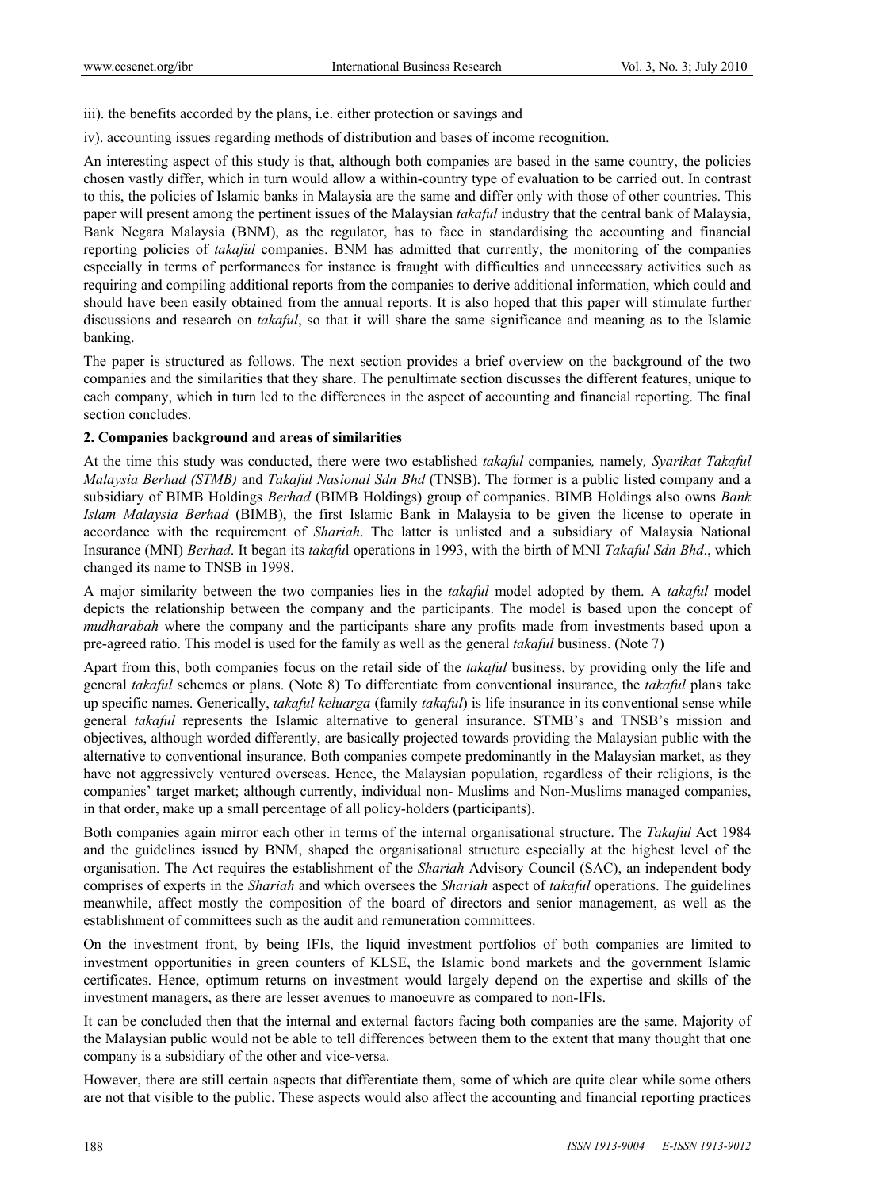iii). the benefits accorded by the plans, i.e. either protection or savings and

iv). accounting issues regarding methods of distribution and bases of income recognition.

An interesting aspect of this study is that, although both companies are based in the same country, the policies chosen vastly differ, which in turn would allow a within-country type of evaluation to be carried out. In contrast to this, the policies of Islamic banks in Malaysia are the same and differ only with those of other countries. This paper will present among the pertinent issues of the Malaysian *takaful* industry that the central bank of Malaysia, Bank Negara Malaysia (BNM), as the regulator, has to face in standardising the accounting and financial reporting policies of *takaful* companies. BNM has admitted that currently, the monitoring of the companies especially in terms of performances for instance is fraught with difficulties and unnecessary activities such as requiring and compiling additional reports from the companies to derive additional information, which could and should have been easily obtained from the annual reports. It is also hoped that this paper will stimulate further discussions and research on *takaful*, so that it will share the same significance and meaning as to the Islamic banking.

The paper is structured as follows. The next section provides a brief overview on the background of the two companies and the similarities that they share. The penultimate section discusses the different features, unique to each company, which in turn led to the differences in the aspect of accounting and financial reporting. The final section concludes.

## 2. Companies background and areas of similarities

At the time this study was conducted, there were two established *takaful* companies*,* namely*, Syarikat Takaful Malaysia Berhad (STMB)* and *Takaful Nasional Sdn Bhd* (TNSB). The former is a public listed company and a subsidiary of BIMB Holdings *Berhad* (BIMB Holdings) group of companies. BIMB Holdings also owns *Bank Islam Malaysia Berhad* (BIMB), the first Islamic Bank in Malaysia to be given the license to operate in accordance with the requirement of *Shariah*. The latter is unlisted and a subsidiary of Malaysia National Insurance (MNI) *Berhad*. It began its *takaful* operations in 1993, with the birth of MNI *Takaful Sdn Bhd*., which changed its name to TNSB in 1998.

A major similarity between the two companies lies in the *takaful* model adopted by them. A *takaful* model depicts the relationship between the company and the participants. The model is based upon the concept of *mudharabah* where the company and the participants share any profits made from investments based upon a pre-agreed ratio. This model is used for the family as well as the general *takaful* business. (Note 7)

Apart from this, both companies focus on the retail side of the *takaful* business, by providing only the life and general *takaful* schemes or plans. (Note 8) To differentiate from conventional insurance, the *takaful* plans take up specific names. Generically, *takaful keluarga* (family *takaful*) is life insurance in its conventional sense while general *takaful* represents the Islamic alternative to general insurance. STMB's and TNSB's mission and objectives, although worded differently, are basically projected towards providing the Malaysian public with the alternative to conventional insurance. Both companies compete predominantly in the Malaysian market, as they have not aggressively ventured overseas. Hence, the Malaysian population, regardless of their religions, is the companies' target market; although currently, individual non- Muslims and Non-Muslims managed companies, in that order, make up a small percentage of all policy-holders (participants).

Both companies again mirror each other in terms of the internal organisational structure. The *Takaful* Act 1984 and the guidelines issued by BNM, shaped the organisational structure especially at the highest level of the organisation. The Act requires the establishment of the *Shariah* Advisory Council (SAC), an independent body comprises of experts in the *Shariah* and which oversees the *Shariah* aspect of *takaful* operations. The guidelines meanwhile, affect mostly the composition of the board of directors and senior management, as well as the establishment of committees such as the audit and remuneration committees.

On the investment front, by being IFIs, the liquid investment portfolios of both companies are limited to investment opportunities in green counters of KLSE, the Islamic bond markets and the government Islamic certificates. Hence, optimum returns on investment would largely depend on the expertise and skills of the investment managers, as there are lesser avenues to manoeuvre as compared to non-IFIs.

It can be concluded then that the internal and external factors facing both companies are the same. Majority of the Malaysian public would not be able to tell differences between them to the extent that many thought that one company is a subsidiary of the other and vice-versa.

However, there are still certain aspects that differentiate them, some of which are quite clear while some others are not that visible to the public. These aspects would also affect the accounting and financial reporting practices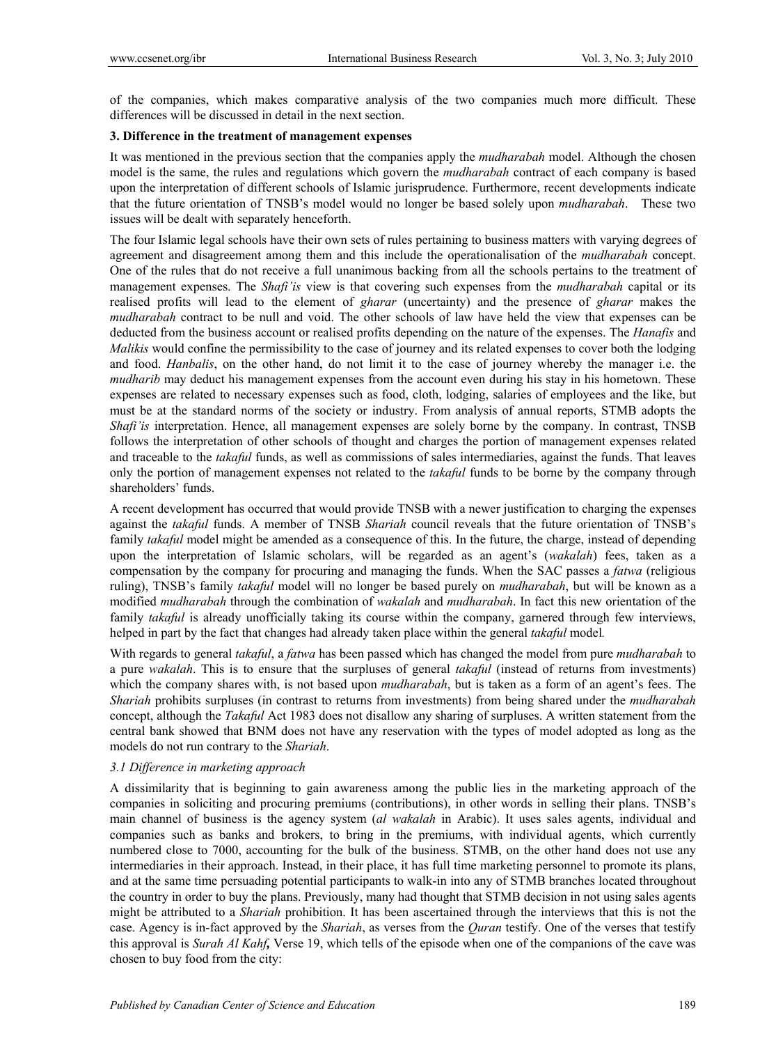of the companies, which makes comparative analysis of the two companies much more difficult. These differences will be discussed in detail in the next section.

## 3. Difference in the treatment of management expenses

It was mentioned in the previous section that the companies apply the *mudharabah* model. Although the chosen model is the same, the rules and regulations which govern the *mudharabah* contract of each company is based upon the interpretation of different schools of Islamic jurisprudence. Furthermore, recent developments indicate that the future orientation of TNSB's model would no longer be based solely upon *mudharabah*. These two issues will be dealt with separately henceforth.

The four Islamic legal schools have their own sets of rules pertaining to business matters with varying degrees of agreement and disagreement among them and this include the operationalisation of the *mudharabah* concept. One of the rules that do not receive a full unanimous backing from all the schools pertains to the treatment of management expenses. The *Shafi'is* view is that covering such expenses from the *mudharabah* capital or its realised profits will lead to the element of *gharar* (uncertainty) and the presence of *gharar* makes the *mudharabah* contract to be null and void. The other schools of law have held the view that expenses can be deducted from the business account or realised profits depending on the nature of the expenses. The *Hanafis* and *Malikis* would confine the permissibility to the case of journey and its related expenses to cover both the lodging and food. *Hanbalis*, on the other hand, do not limit it to the case of journey whereby the manager i.e. the *mudharib* may deduct his management expenses from the account even during his stay in his hometown. These expenses are related to necessary expenses such as food, cloth, lodging, salaries of employees and the like, but must be at the standard norms of the society or industry. From analysis of annual reports, STMB adopts the *Shafi'is* interpretation. Hence, all management expenses are solely borne by the company. In contrast, TNSB follows the interpretation of other schools of thought and charges the portion of management expenses related and traceable to the *takaful* funds, as well as commissions of sales intermediaries, against the funds. That leaves only the portion of management expenses not related to the *takaful* funds to be borne by the company through shareholders' funds.

A recent development has occurred that would provide TNSB with a newer justification to charging the expenses against the *takaful* funds. A member of TNSB *Shariah* council reveals that the future orientation of TNSB's family *takaful* model might be amended as a consequence of this. In the future, the charge, instead of depending upon the interpretation of Islamic scholars, will be regarded as an agent's (*wakalah*) fees, taken as a compensation by the company for procuring and managing the funds. When the SAC passes a *fatwa* (religious ruling), TNSB's family *takaful* model will no longer be based purely on *mudharabah*, but will be known as a modified *mudharabah* through the combination of *wakalah* and *mudharabah*. In fact this new orientation of the family *takaful* is already unofficially taking its course within the company, garnered through few interviews, helped in part by the fact that changes had already taken place within the general *takaful* model.

With regards to general *takaful*, a *fatwa* has been passed which has changed the model from pure *mudharabah* to a pure *wakalah*. This is to ensure that the surpluses of general *takaful* (instead of returns from investments) which the company shares with, is not based upon *mudharabah*, but is taken as a form of an agent's fees. The *Shariah* prohibits surpluses (in contrast to returns from investments) from being shared under the *mudharabah* concept, although the *Takaful* Act 1983 does not disallow any sharing of surpluses. A written statement from the central bank showed that BNM does not have any reservation with the types of model adopted as long as the models do not run contrary to the *Shariah*.

### *3.1 Difference in marketing approach*

A dissimilarity that is beginning to gain awareness among the public lies in the marketing approach of the companies in soliciting and procuring premiums (contributions), in other words in selling their plans. TNSB's main channel of business is the agency system (*al wakalah* in Arabic). It uses sales agents, individual and companies such as banks and brokers, to bring in the premiums, with individual agents, which currently numbered close to 7000, accounting for the bulk of the business. STMB, on the other hand does not use any intermediaries in their approach. Instead, in their place, it has full time marketing personnel to promote its plans, and at the same time persuading potential participants to walk-in into any of STMB branches located throughout the country in order to buy the plans. Previously, many had thought that STMB decision in not using sales agents might be attributed to a *Shariah* prohibition. It has been ascertained through the interviews that this is not the case. Agency is in-fact approved by the *Shariah*, as verses from the *Quran* testify. One of the verses that testify this approval is *Surah Al Kahf***,** Verse 19, which tells of the episode when one of the companions of the cave was chosen to buy food from the city: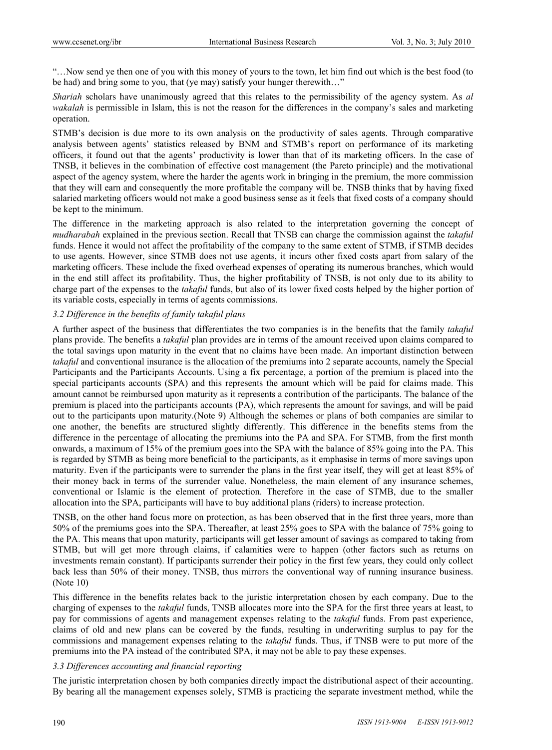"…Now send ye then one of you with this money of yours to the town, let him find out which is the best food (to be had) and bring some to you, that (ye may) satisfy your hunger therewith…"

*Shariah* scholars have unanimously agreed that this relates to the permissibility of the agency system. As *al wakalah* is permissible in Islam, this is not the reason for the differences in the company's sales and marketing operation.

STMB's decision is due more to its own analysis on the productivity of sales agents. Through comparative analysis between agents' statistics released by BNM and STMB's report on performance of its marketing officers, it found out that the agents' productivity is lower than that of its marketing officers. In the case of TNSB, it believes in the combination of effective cost management (the Pareto principle) and the motivational aspect of the agency system, where the harder the agents work in bringing in the premium, the more commission that they will earn and consequently the more profitable the company will be. TNSB thinks that by having fixed salaried marketing officers would not make a good business sense as it feels that fixed costs of a company should be kept to the minimum.

The difference in the marketing approach is also related to the interpretation governing the concept of *mudharabah* explained in the previous section. Recall that TNSB can charge the commission against the *takaful* funds. Hence it would not affect the profitability of the company to the same extent of STMB, if STMB decides to use agents. However, since STMB does not use agents, it incurs other fixed costs apart from salary of the marketing officers. These include the fixed overhead expenses of operating its numerous branches, which would in the end still affect its profitability. Thus, the higher profitability of TNSB, is not only due to its ability to charge part of the expenses to the *takaful* funds, but also of its lower fixed costs helped by the higher portion of its variable costs, especially in terms of agents commissions.

### *3.2 Difference in the benefits of family takaful plans*

A further aspect of the business that differentiates the two companies is in the benefits that the family *takaful* plans provide. The benefits a *takaful* plan provides are in terms of the amount received upon claims compared to the total savings upon maturity in the event that no claims have been made. An important distinction between *takaful* and conventional insurance is the allocation of the premiums into 2 separate accounts, namely the Special Participants and the Participants Accounts. Using a fix percentage, a portion of the premium is placed into the special participants accounts (SPA) and this represents the amount which will be paid for claims made. This amount cannot be reimbursed upon maturity as it represents a contribution of the participants. The balance of the premium is placed into the participants accounts (PA), which represents the amount for savings, and will be paid out to the participants upon maturity.(Note 9) Although the schemes or plans of both companies are similar to one another, the benefits are structured slightly differently. This difference in the benefits stems from the difference in the percentage of allocating the premiums into the PA and SPA. For STMB, from the first month onwards, a maximum of 15% of the premium goes into the SPA with the balance of 85% going into the PA. This is regarded by STMB as being more beneficial to the participants, as it emphasise in terms of more savings upon maturity. Even if the participants were to surrender the plans in the first year itself, they will get at least 85% of their money back in terms of the surrender value. Nonetheless, the main element of any insurance schemes, conventional or Islamic is the element of protection. Therefore in the case of STMB, due to the smaller allocation into the SPA, participants will have to buy additional plans (riders) to increase protection.

TNSB, on the other hand focus more on protection, as has been observed that in the first three years, more than 50% of the premiums goes into the SPA. Thereafter, at least 25% goes to SPA with the balance of 75% going to the PA. This means that upon maturity, participants will get lesser amount of savings as compared to taking from STMB, but will get more through claims, if calamities were to happen (other factors such as returns on investments remain constant). If participants surrender their policy in the first few years, they could only collect back less than 50% of their money. TNSB, thus mirrors the conventional way of running insurance business. (Note 10)

This difference in the benefits relates back to the juristic interpretation chosen by each company. Due to the charging of expenses to the *takaful* funds, TNSB allocates more into the SPA for the first three years at least, to pay for commissions of agents and management expenses relating to the *takaful* funds. From past experience, claims of old and new plans can be covered by the funds, resulting in underwriting surplus to pay for the commissions and management expenses relating to the *takaful* funds. Thus, if TNSB were to put more of the premiums into the PA instead of the contributed SPA, it may not be able to pay these expenses.

### *3.3 Differences accounting and financial reporting*

The juristic interpretation chosen by both companies directly impact the distributional aspect of their accounting. By bearing all the management expenses solely, STMB is practicing the separate investment method, while the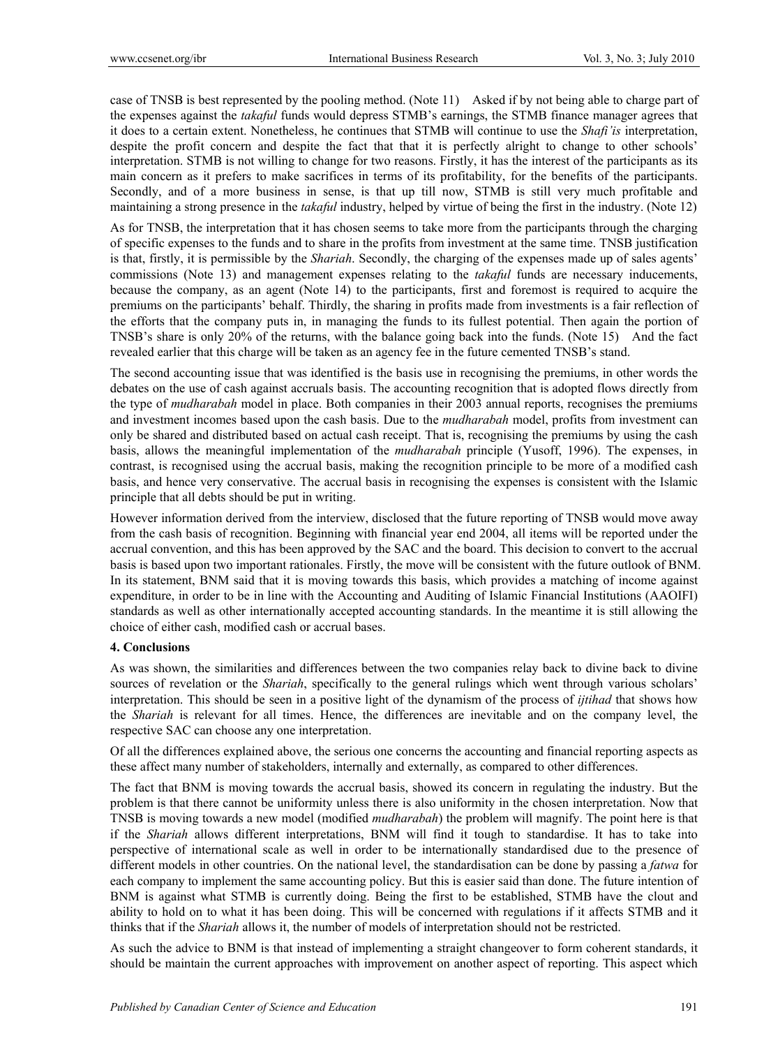case of TNSB is best represented by the pooling method. (Note 11) Asked if by not being able to charge part of the expenses against the *takaful* funds would depress STMB's earnings, the STMB finance manager agrees that it does to a certain extent. Nonetheless, he continues that STMB will continue to use the *Shafi'is* interpretation, despite the profit concern and despite the fact that that it is perfectly alright to change to other schools' interpretation. STMB is not willing to change for two reasons. Firstly, it has the interest of the participants as its main concern as it prefers to make sacrifices in terms of its profitability, for the benefits of the participants. Secondly, and of a more business in sense, is that up till now, STMB is still very much profitable and maintaining a strong presence in the *takaful* industry, helped by virtue of being the first in the industry. (Note 12)

As for TNSB, the interpretation that it has chosen seems to take more from the participants through the charging of specific expenses to the funds and to share in the profits from investment at the same time. TNSB justification is that, firstly, it is permissible by the *Shariah*. Secondly, the charging of the expenses made up of sales agents' commissions (Note 13) and management expenses relating to the *takaful* funds are necessary inducements, because the company, as an agent (Note 14) to the participants, first and foremost is required to acquire the premiums on the participants' behalf. Thirdly, the sharing in profits made from investments is a fair reflection of the efforts that the company puts in, in managing the funds to its fullest potential. Then again the portion of TNSB's share is only 20% of the returns, with the balance going back into the funds. (Note 15) And the fact revealed earlier that this charge will be taken as an agency fee in the future cemented TNSB's stand.

The second accounting issue that was identified is the basis use in recognising the premiums, in other words the debates on the use of cash against accruals basis. The accounting recognition that is adopted flows directly from the type of *mudharabah* model in place. Both companies in their 2003 annual reports, recognises the premiums and investment incomes based upon the cash basis. Due to the *mudharabah* model, profits from investment can only be shared and distributed based on actual cash receipt. That is, recognising the premiums by using the cash basis, allows the meaningful implementation of the *mudharabah* principle (Yusoff, 1996). The expenses, in contrast, is recognised using the accrual basis, making the recognition principle to be more of a modified cash basis, and hence very conservative. The accrual basis in recognising the expenses is consistent with the Islamic principle that all debts should be put in writing.

However information derived from the interview, disclosed that the future reporting of TNSB would move away from the cash basis of recognition. Beginning with financial year end 2004, all items will be reported under the accrual convention, and this has been approved by the SAC and the board. This decision to convert to the accrual basis is based upon two important rationales. Firstly, the move will be consistent with the future outlook of BNM. In its statement, BNM said that it is moving towards this basis, which provides a matching of income against expenditure, in order to be in line with the Accounting and Auditing of Islamic Financial Institutions (AAOIFI) standards as well as other internationally accepted accounting standards. In the meantime it is still allowing the choice of either cash, modified cash or accrual bases.

## 4. Conclusions

As was shown, the similarities and differences between the two companies relay back to divine back to divine sources of revelation or the *Shariah*, specifically to the general rulings which went through various scholars' interpretation. This should be seen in a positive light of the dynamism of the process of *ijtihad* that shows how the *Shariah* is relevant for all times. Hence, the differences are inevitable and on the company level, the respective SAC can choose any one interpretation.

Of all the differences explained above, the serious one concerns the accounting and financial reporting aspects as these affect many number of stakeholders, internally and externally, as compared to other differences.

The fact that BNM is moving towards the accrual basis, showed its concern in regulating the industry. But the problem is that there cannot be uniformity unless there is also uniformity in the chosen interpretation. Now that TNSB is moving towards a new model (modified *mudharabah*) the problem will magnify. The point here is that if the *Shariah* allows different interpretations, BNM will find it tough to standardise. It has to take into perspective of international scale as well in order to be internationally standardised due to the presence of different models in other countries. On the national level, the standardisation can be done by passing a *fatwa* for each company to implement the same accounting policy. But this is easier said than done. The future intention of BNM is against what STMB is currently doing. Being the first to be established, STMB have the clout and ability to hold on to what it has been doing. This will be concerned with regulations if it affects STMB and it thinks that if the *Shariah* allows it, the number of models of interpretation should not be restricted.

As such the advice to BNM is that instead of implementing a straight changeover to form coherent standards, it should be maintain the current approaches with improvement on another aspect of reporting. This aspect which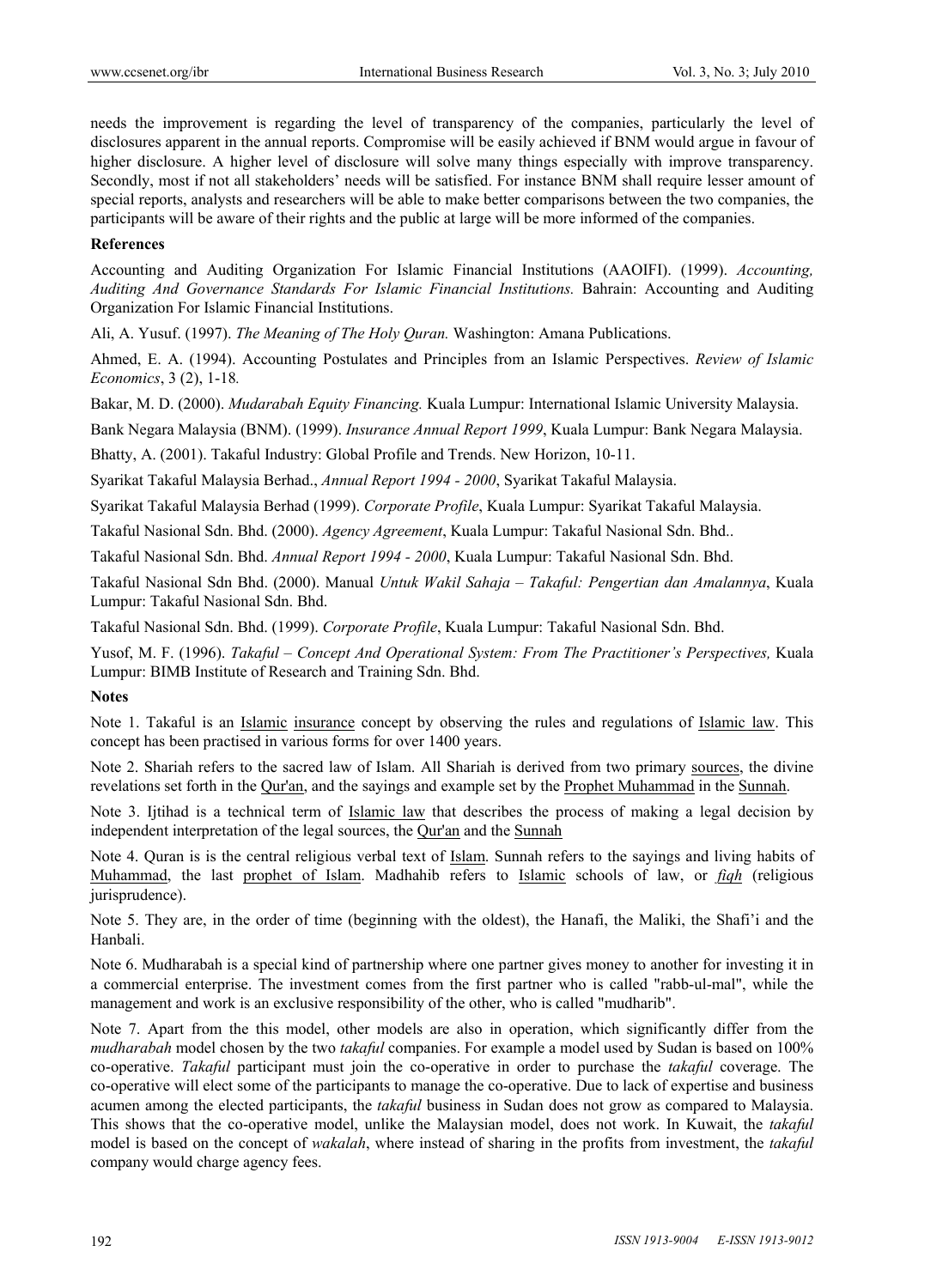needs the improvement is regarding the level of transparency of the companies, particularly the level of disclosures apparent in the annual reports. Compromise will be easily achieved if BNM would argue in favour of higher disclosure. A higher level of disclosure will solve many things especially with improve transparency. Secondly, most if not all stakeholders' needs will be satisfied. For instance BNM shall require lesser amount of special reports, analysts and researchers will be able to make better comparisons between the two companies, the participants will be aware of their rights and the public at large will be more informed of the companies.

**References**

Accounting and Auditing Organization For Islamic Financial Institutions (AAOIFI). (1999). *Accounting, Auditing And Governance Standards For Islamic Financial Institutions.* Bahrain: Accounting and Auditing Organization For Islamic Financial Institutions.

Ali, A. Yusuf. (1997). *The Meaning of The Holy Quran.* Washington: Amana Publications.

Ahmed, E. A. (1994). Accounting Postulates and Principles from an Islamic Perspectives. *Review of Islamic Economics*, 3 (2), 1-18*.*

Bakar, M. D. (2000). *Mudarabah Equity Financing.* Kuala Lumpur: International Islamic University Malaysia.

Bank Negara Malaysia (BNM). (1999). *Insurance Annual Report 1999*, Kuala Lumpur: Bank Negara Malaysia.

Bhatty, A. (2001). Takaful Industry: Global Profile and Trends. New Horizon, 10-11.

Syarikat Takaful Malaysia Berhad., *Annual Report 1994 - 2000*, Syarikat Takaful Malaysia.

Syarikat Takaful Malaysia Berhad (1999). *Corporate Profile*, Kuala Lumpur: Syarikat Takaful Malaysia.

Takaful Nasional Sdn. Bhd. (2000). *Agency Agreement*, Kuala Lumpur: Takaful Nasional Sdn. Bhd..

Takaful Nasional Sdn. Bhd. *Annual Report 1994 - 2000*, Kuala Lumpur: Takaful Nasional Sdn. Bhd.

Takaful Nasional Sdn Bhd. (2000). Manual *Untuk Wakil Sahaja – Takaful: Pengertian dan Amalannya*, Kuala Lumpur: Takaful Nasional Sdn. Bhd.

Takaful Nasional Sdn. Bhd. (1999). *Corporate Profile*, Kuala Lumpur: Takaful Nasional Sdn. Bhd.

Yusof, M. F. (1996). *Takaful – Concept And Operational System: From The Practitioner's Perspectives,* Kuala Lumpur: BIMB Institute of Research and Training Sdn. Bhd.

**Notes**

Note 1. Takaful is an Islamic insurance concept by observing the rules and regulations of Islamic law. This concept has been practised in various forms for over 1400 years.

Note 2. Shariah refers to the sacred law of Islam. All Shariah is derived from two primary sources, the divine revelations set forth in the Qur'an, and the sayings and example set by the Prophet Muhammad in the Sunnah.

Note 3. Ijtihad is a technical term of Islamic law that describes the process of making a legal decision by independent interpretation of the legal sources, the Qur'an and the Sunnah

Note 4. Quran is is the central religious verbal text of Islam. Sunnah refers to the sayings and living habits of Muhammad, the last prophet of Islam. Madhahib refers to Islamic schools of law, or *fiqh* (religious jurisprudence).

Note 5. They are, in the order of time (beginning with the oldest), the Hanafi, the Maliki, the Shafi'i and the Hanbali.

Note 6. Mudharabah is a special kind of partnership where one partner gives money to another for investing it in a commercial enterprise. The investment comes from the first partner who is called "rabb-ul-mal", while the management and work is an exclusive responsibility of the other, who is called "mudharib".

Note 7. Apart from the this model, other models are also in operation, which significantly differ from the *mudharabah* model chosen by the two *takaful* companies. For example a model used by Sudan is based on 100% co-operative. *Takaful* participant must join the co-operative in order to purchase the *takaful* coverage. The co-operative will elect some of the participants to manage the co-operative. Due to lack of expertise and business acumen among the elected participants, the *takaful* business in Sudan does not grow as compared to Malaysia. This shows that the co-operative model, unlike the Malaysian model, does not work. In Kuwait, the *takaful* model is based on the concept of *wakalah*, where instead of sharing in the profits from investment, the *takaful* company would charge agency fees.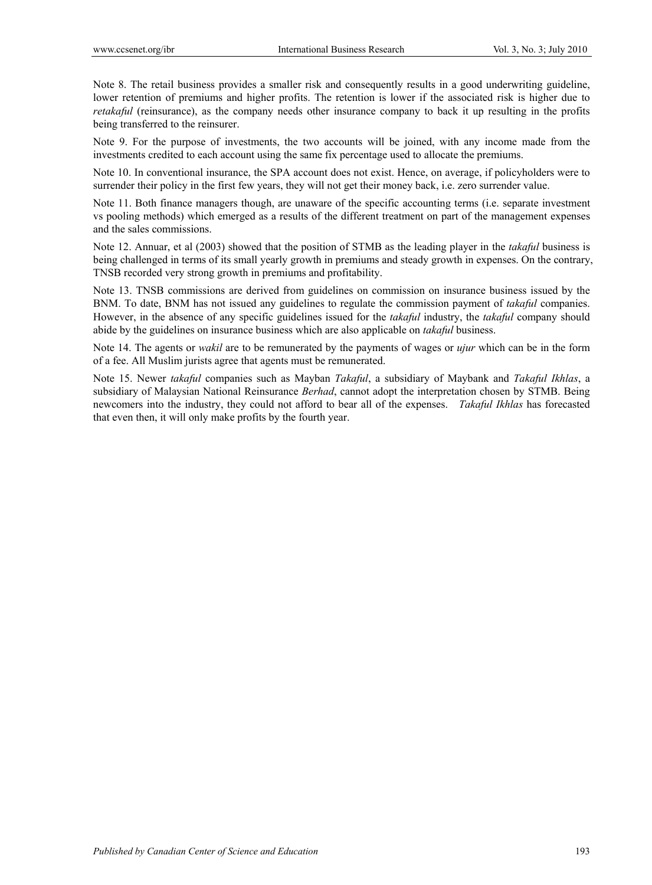Note 8. The retail business provides a smaller risk and consequently results in a good underwriting guideline, lower retention of premiums and higher profits. The retention is lower if the associated risk is higher due to *retakaful* (reinsurance), as the company needs other insurance company to back it up resulting in the profits being transferred to the reinsurer.

Note 9. For the purpose of investments, the two accounts will be joined, with any income made from the investments credited to each account using the same fix percentage used to allocate the premiums.

Note 10. In conventional insurance, the SPA account does not exist. Hence, on average, if policyholders were to surrender their policy in the first few years, they will not get their money back, i.e. zero surrender value.

Note 11. Both finance managers though, are unaware of the specific accounting terms (i.e. separate investment vs pooling methods) which emerged as a results of the different treatment on part of the management expenses and the sales commissions.

Note 12. Annuar, et al (2003) showed that the position of STMB as the leading player in the *takaful* business is being challenged in terms of its small yearly growth in premiums and steady growth in expenses. On the contrary, TNSB recorded very strong growth in premiums and profitability.

Note 13. TNSB commissions are derived from guidelines on commission on insurance business issued by the BNM. To date, BNM has not issued any guidelines to regulate the commission payment of *takaful* companies. However, in the absence of any specific guidelines issued for the *takaful* industry, the *takaful* company should abide by the guidelines on insurance business which are also applicable on *takaful* business.

Note 14. The agents or *wakil* are to be remunerated by the payments of wages or *ujur* which can be in the form of a fee. All Muslim jurists agree that agents must be remunerated.

Note 15. Newer *takaful* companies such as Mayban *Takaful*, a subsidiary of Maybank and *Takaful Ikhlas*, a subsidiary of Malaysian National Reinsurance *Berhad*, cannot adopt the interpretation chosen by STMB. Being newcomers into the industry, they could not afford to bear all of the expenses. *Takaful Ikhlas* has forecasted that even then, it will only make profits by the fourth year.